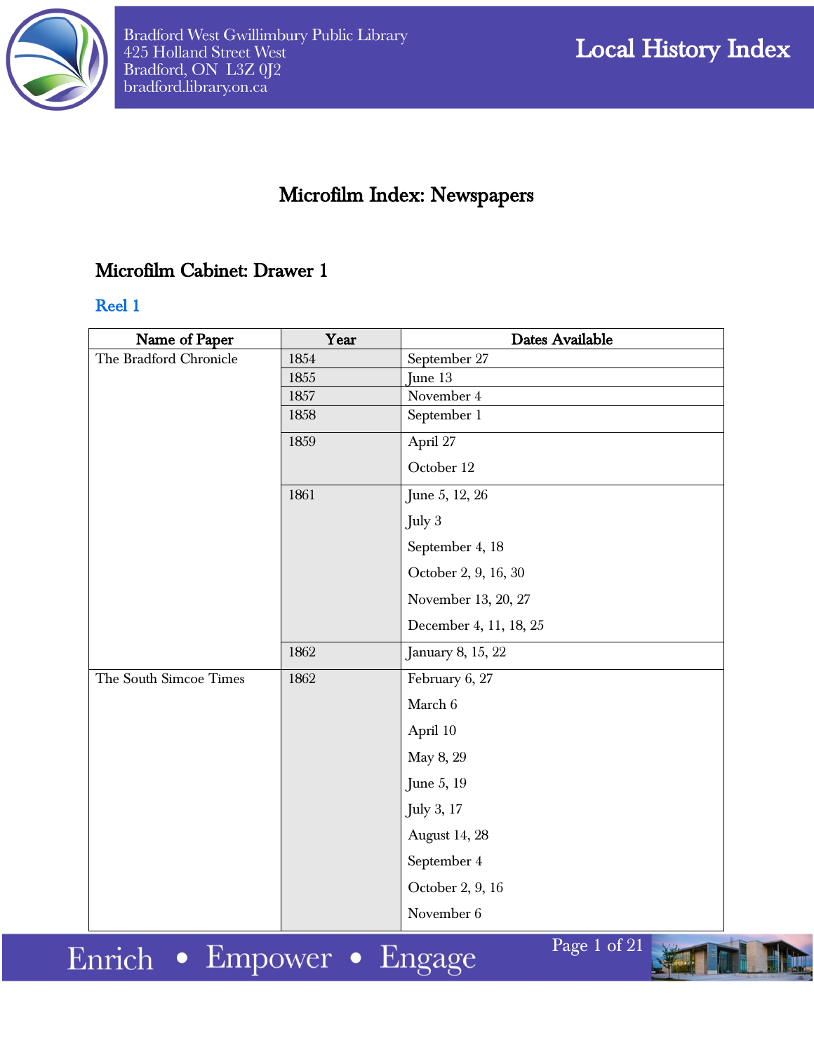# Microfilm Index: Newspapers

## Microfilm Cabinet: Drawer 1

### Reel 1

| Name of Paper | Year | Dates Available |
|---|---|---|
| The Bradford Chronicle | 1854 | September 27 |
| | 1855 | June 13 |
| | 1857 | November 4 |
| | 1858 | September 1 |
| | 1859 | April 27<br>October 12 |
| | 1861 | June 5, 12, 26<br>July 3<br>September 4, 18<br>October 2, 9, 16, 30<br>November 13, 20, 27<br>December 4, 11, 18, 25 |
| | 1862 | January 8, 15, 22 |
| The South Simcoe Times | 1862 | February 6, 27<br>March 6<br>April 10<br>May 8, 29<br>June 5, 19<br>July 3, 17<br>August 14, 28<br>September 4<br>October 2, 9, 16<br>November 6 |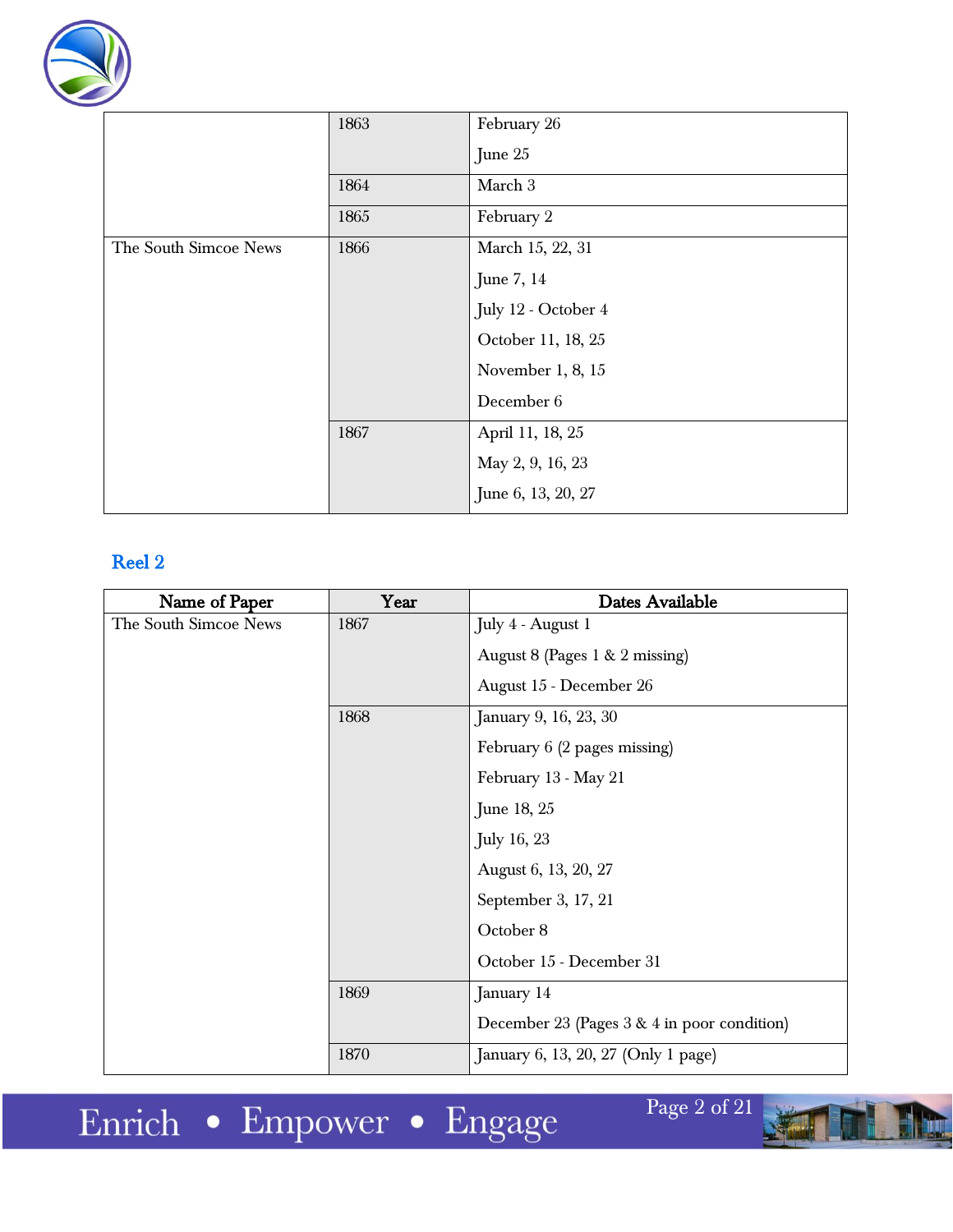| | | |
|---|---|---|
| | 1863 | February 26<br>June 25 |
| | 1864 | March 3 |
| | 1865 | February 2 |
| The South Simcoe News | 1866 | March 15, 22, 31<br>June 7, 14<br>July 12 - October 4<br>October 11, 18, 25<br>November 1, 8, 15<br>December 6 |
| | 1867 | April 11, 18, 25<br>May 2, 9, 16, 23<br>June 6, 13, 20, 27 |

## Reel 2

| Name of Paper | Year | Dates Available |
|---|---|---|
| The South Simcoe News | 1867 | July 4 - August 1<br>August 8 (Pages 1 & 2 missing)<br>August 15 - December 26 |
| | 1868 | January 9, 16, 23, 30<br>February 6 (2 pages missing)<br>February 13 - May 21<br>June 18, 25<br>July 16, 23<br>August 6, 13, 20, 27<br>September 3, 17, 21<br>October 8<br>October 15 - December 31 |
| | 1869 | January 14<br>December 23 (Pages 3 & 4 in poor condition) |
| | 1870 | January 6, 13, 20, 27 (Only 1 page) |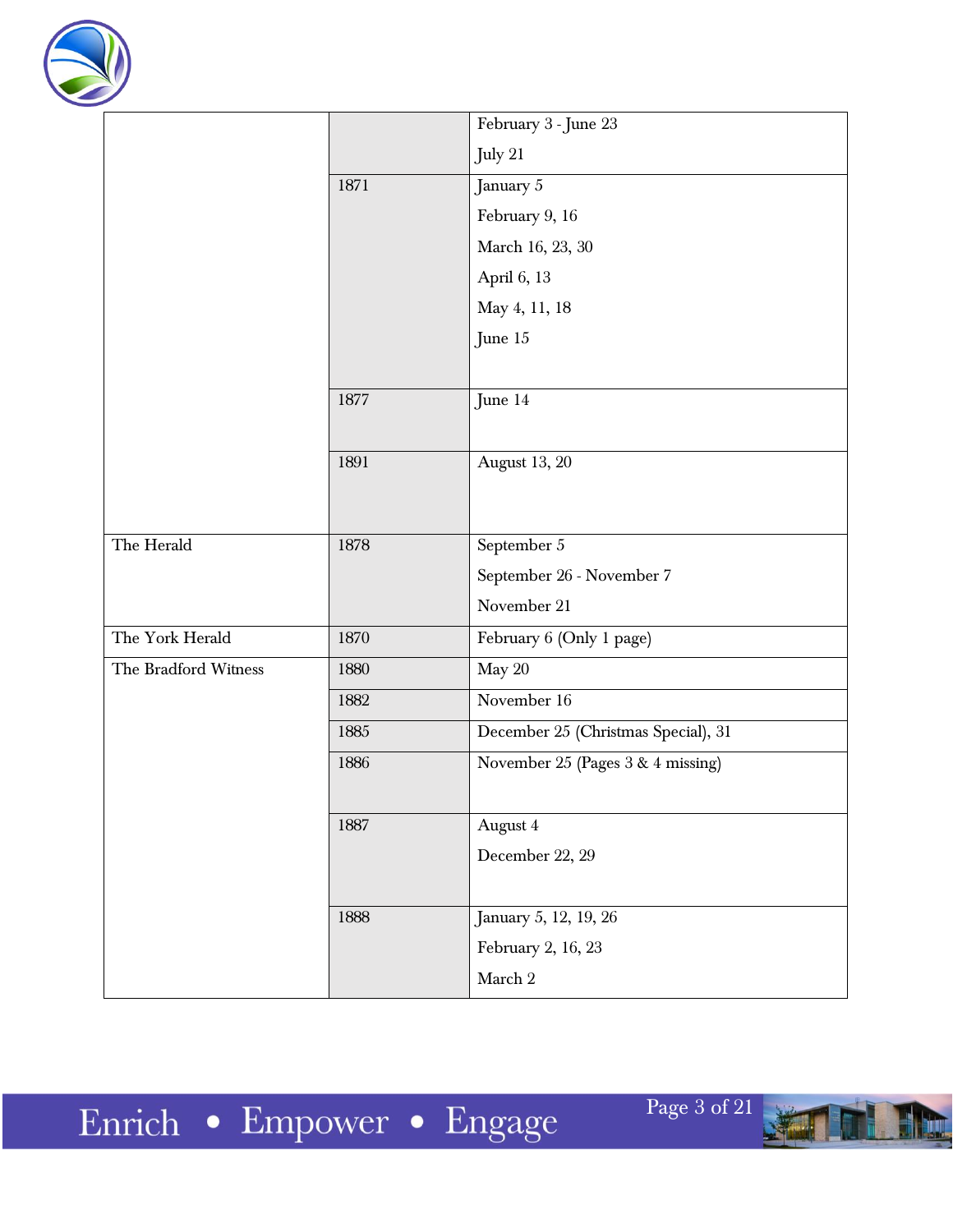| | | |
|---|---|---|
| | | February 3 - June 23<br>July 21 |
| | 1871 | January 5<br>February 9, 16<br>March 16, 23, 30<br>April 6, 13<br>May 4, 11, 18<br>June 15 |
| | 1877 | June 14 |
| | 1891 | August 13, 20 |
| The Herald | 1878 | September 5<br>September 26 - November 7<br>November 21 |
| The York Herald | 1870 | February 6 (Only 1 page) |
| The Bradford Witness | 1880 | May 20 |
| | 1882 | November 16 |
| | 1885 | December 25 (Christmas Special), 31 |
| | 1886 | November 25 (Pages 3 & 4 missing) |
| | 1887 | August 4<br>December 22, 29 |
| | 1888 | January 5, 12, 19, 26<br>February 2, 16, 23<br>March 2 |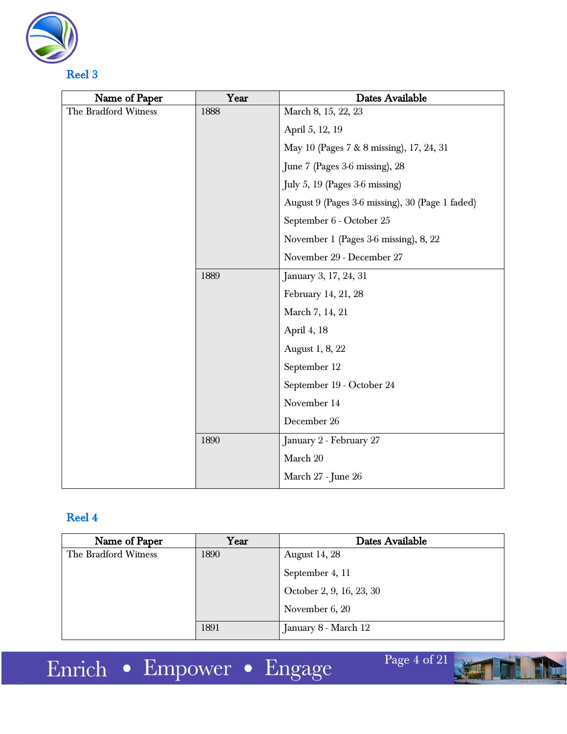## Reel 3

| Name of Paper | Year | Dates Available |
|---|---|---|
| The Bradford Witness | 1888 | March 8, 15, 22, 23 |
| | | April 5, 12, 19 |
| | | May 10 (Pages 7 & 8 missing), 17, 24, 31 |
| | | June 7 (Pages 3-6 missing), 28 |
| | | July 5, 19 (Pages 3-6 missing) |
| | | August 9 (Pages 3-6 missing), 30 (Page 1 faded) |
| | | September 6 - October 25 |
| | | November 1 (Pages 3-6 missing), 8, 22 |
| | | November 29 - December 27 |
| | 1889 | January 3, 17, 24, 31 |
| | | February 14, 21, 28 |
| | | March 7, 14, 21 |
| | | April 4, 18 |
| | | August 1, 8, 22 |
| | | September 12 |
| | | September 19 - October 24 |
| | | November 14 |
| | | December 26 |
| | 1890 | January 2 - February 27 |
| | | March 20 |
| | | March 27 - June 26 |

## Reel 4

| Name of Paper | Year | Dates Available |
|---|---|---|
| The Bradford Witness | 1890 | August 14, 28 |
| | | September 4, 11 |
| | | October 2, 9, 16, 23, 30 |
| | | November 6, 20 |
| | 1891 | January 8 - March 12 |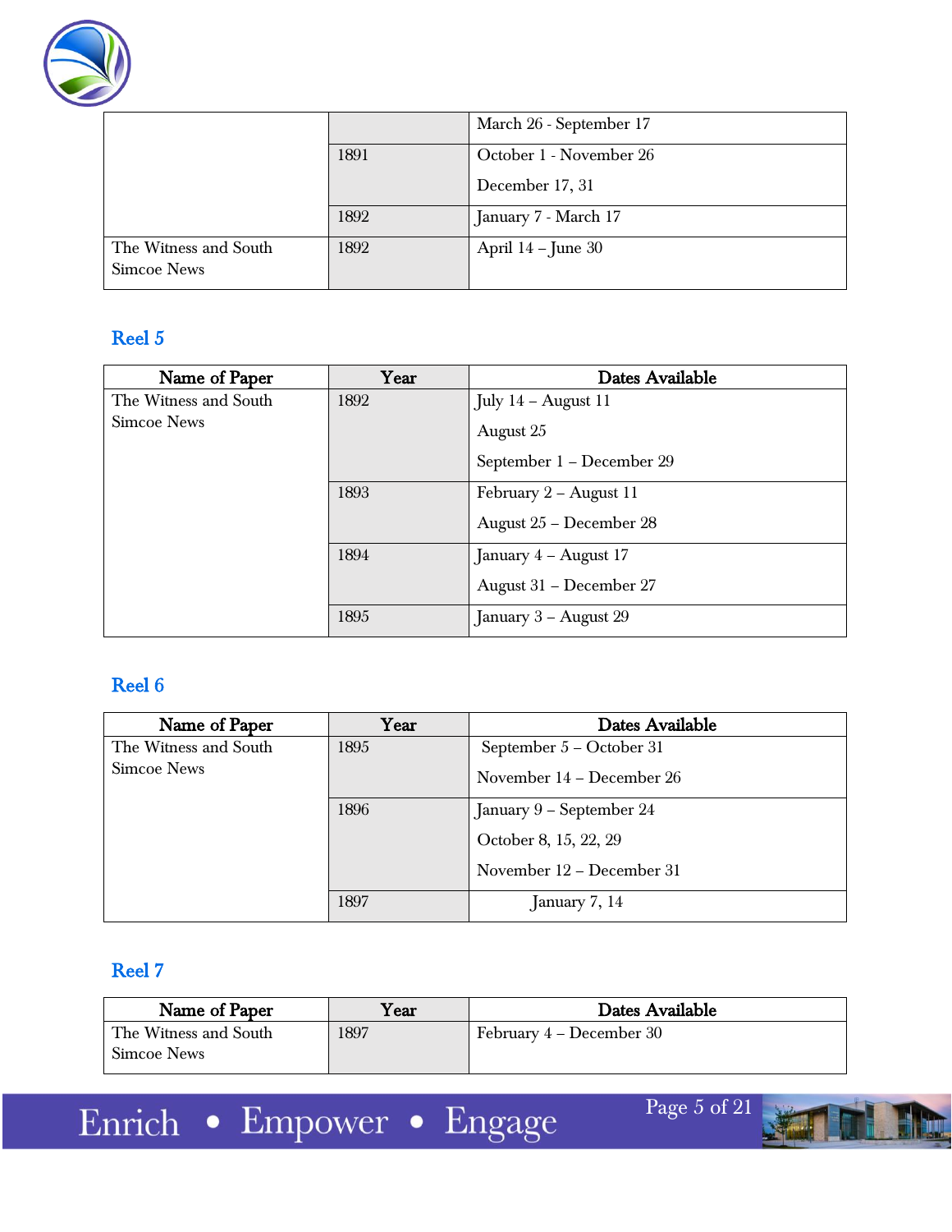| | | March 26 - September 17 |
|---|---|---|
| | 1891 | October 1 - November 26<br>December 17, 31 |
| | 1892 | January 7 - March 17 |
| The Witness and South Simcoe News | 1892 | April 14 – June 30 |

## Reel 5

| Name of Paper | Year | Dates Available |
|---|---|---|
| The Witness and South Simcoe News | 1892 | July 14 – August 11<br>August 25<br>September 1 – December 29 |
| | 1893 | February 2 – August 11<br>August 25 – December 28 |
| | 1894 | January 4 – August 17<br>August 31 – December 27 |
| | 1895 | January 3 – August 29 |

## Reel 6

| Name of Paper | Year | Dates Available |
|---|---|---|
| The Witness and South Simcoe News | 1895 | September 5 – October 31<br>November 14 – December 26 |
| | 1896 | January 9 – September 24<br>October 8, 15, 22, 29<br>November 12 – December 31 |
| | 1897 | January 7, 14 |

## Reel 7

| Name of Paper | Year | Dates Available |
|---|---|---|
| The Witness and South Simcoe News | 1897 | February 4 – December 30 |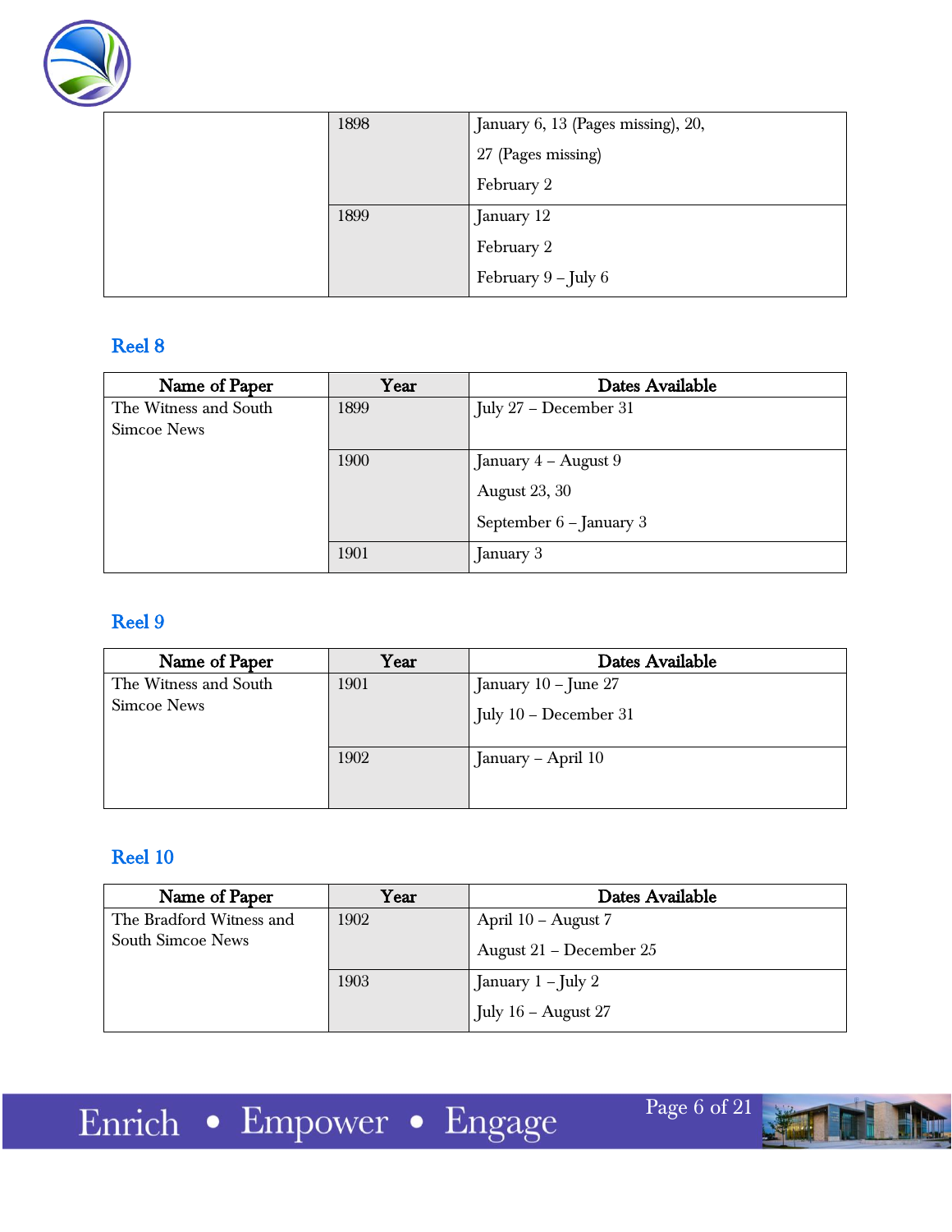| | | |
|---|---|---|
| | 1898 | January 6, 13 (Pages missing), 20, 27 (Pages missing)<br>February 2 |
| | 1899 | January 12<br>February 2<br>February 9 – July 6 |

## Reel 8

| Name of Paper | Year | Dates Available |
|---|---|---|
| The Witness and South Simcoe News | 1899 | July 27 – December 31 |
| | 1900 | January 4 – August 9<br>August 23, 30<br>September 6 – January 3 |
| | 1901 | January 3 |

## Reel 9

| Name of Paper | Year | Dates Available |
|---|---|---|
| The Witness and South Simcoe News | 1901 | January 10 – June 27<br>July 10 – December 31 |
| | 1902 | January – April 10 |

## Reel 10

| Name of Paper | Year | Dates Available |
|---|---|---|
| The Bradford Witness and South Simcoe News | 1902 | April 10 – August 7<br>August 21 – December 25 |
| | 1903 | January 1 – July 2<br>July 16 – August 27 |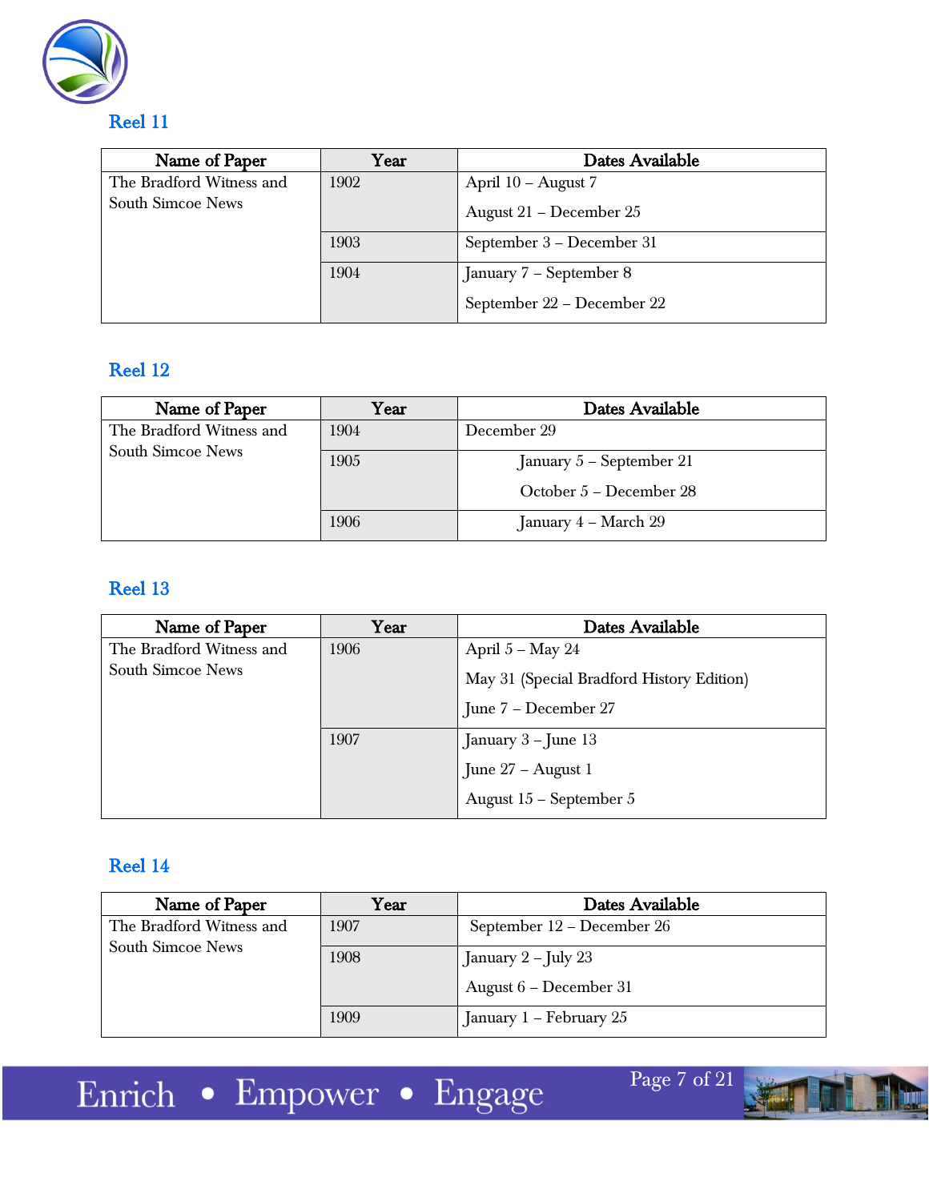## Reel 11

| Name of Paper | Year | Dates Available |
|---|---|---|
| The Bradford Witness and South Simcoe News | 1902 | April 10 – August 7<br>August 21 – December 25 |
| | 1903 | September 3 – December 31 |
| | 1904 | January 7 – September 8<br>September 22 – December 22 |

## Reel 12

| Name of Paper | Year | Dates Available |
|---|---|---|
| The Bradford Witness and South Simcoe News | 1904 | December 29 |
| | 1905 | January 5 – September 21<br>October 5 – December 28 |
| | 1906 | January 4 – March 29 |

## Reel 13

| Name of Paper | Year | Dates Available |
|---|---|---|
| The Bradford Witness and South Simcoe News | 1906 | April 5 – May 24<br>May 31 (Special Bradford History Edition)<br>June 7 – December 27 |
| | 1907 | January 3 – June 13<br>June 27 – August 1<br>August 15 – September 5 |

## Reel 14

| Name of Paper | Year | Dates Available |
|---|---|---|
| The Bradford Witness and South Simcoe News | 1907 | September 12 – December 26 |
| | 1908 | January 2 – July 23<br>August 6 – December 31 |
| | 1909 | January 1 – February 25 |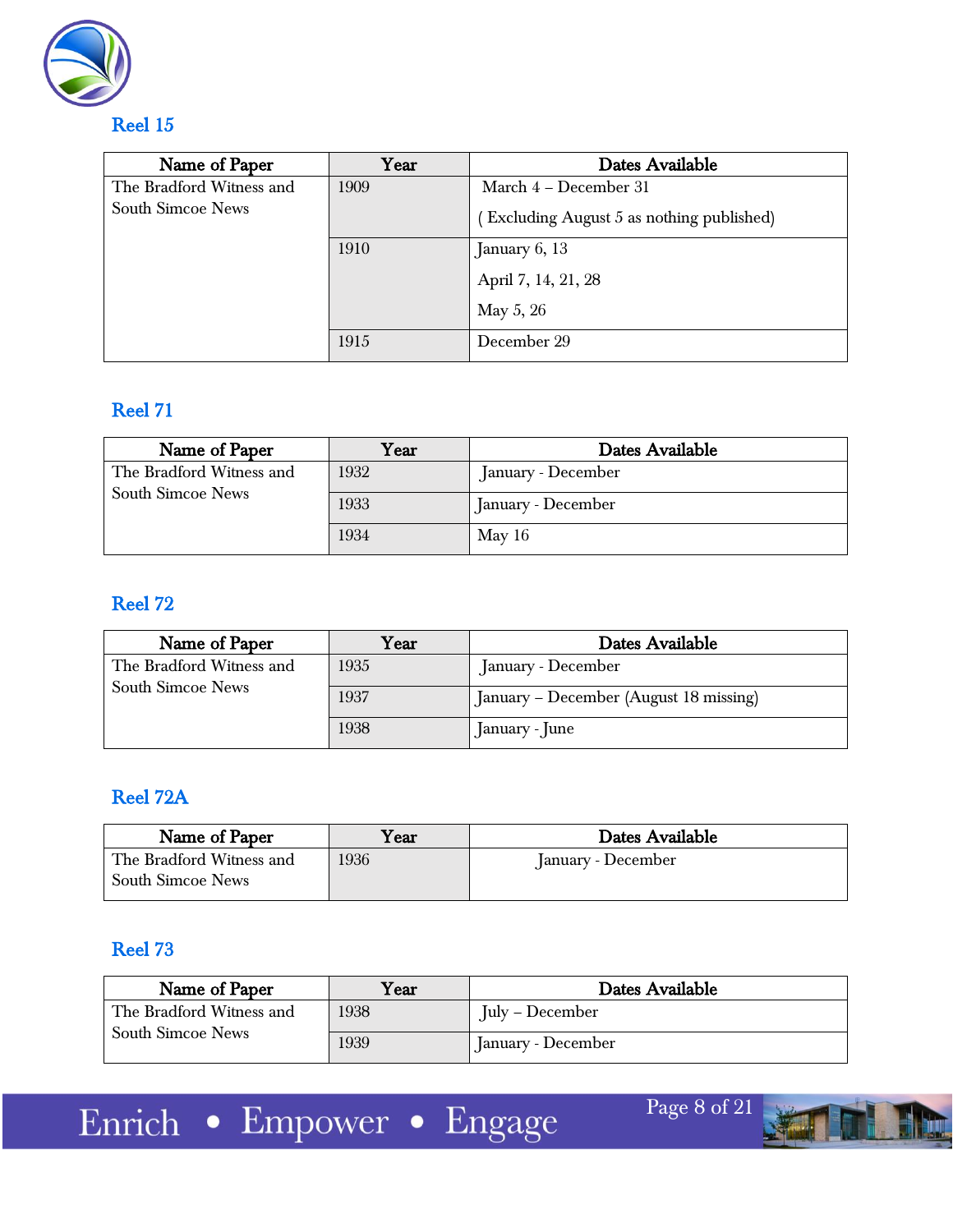## Reel 15

| Name of Paper | Year | Dates Available |
|---|---|---|
| The Bradford Witness and South Simcoe News | 1909 | March 4 – December 31<br>( Excluding August 5 as nothing published) |
| | 1910 | January 6, 13<br>April 7, 14, 21, 28<br>May 5, 26 |
| | 1915 | December 29 |

## Reel 71

| Name of Paper | Year | Dates Available |
|---|---|---|
| The Bradford Witness and South Simcoe News | 1932 | January - December |
| | 1933 | January - December |
| | 1934 | May 16 |

## Reel 72

| Name of Paper | Year | Dates Available |
|---|---|---|
| The Bradford Witness and South Simcoe News | 1935 | January - December |
| | 1937 | January – December (August 18 missing) |
| | 1938 | January - June |

## Reel 72A

| Name of Paper | Year | Dates Available |
|---|---|---|
| The Bradford Witness and South Simcoe News | 1936 | January - December |

## Reel 73

| Name of Paper | Year | Dates Available |
|---|---|---|
| The Bradford Witness and South Simcoe News | 1938 | July – December |
| | 1939 | January - December |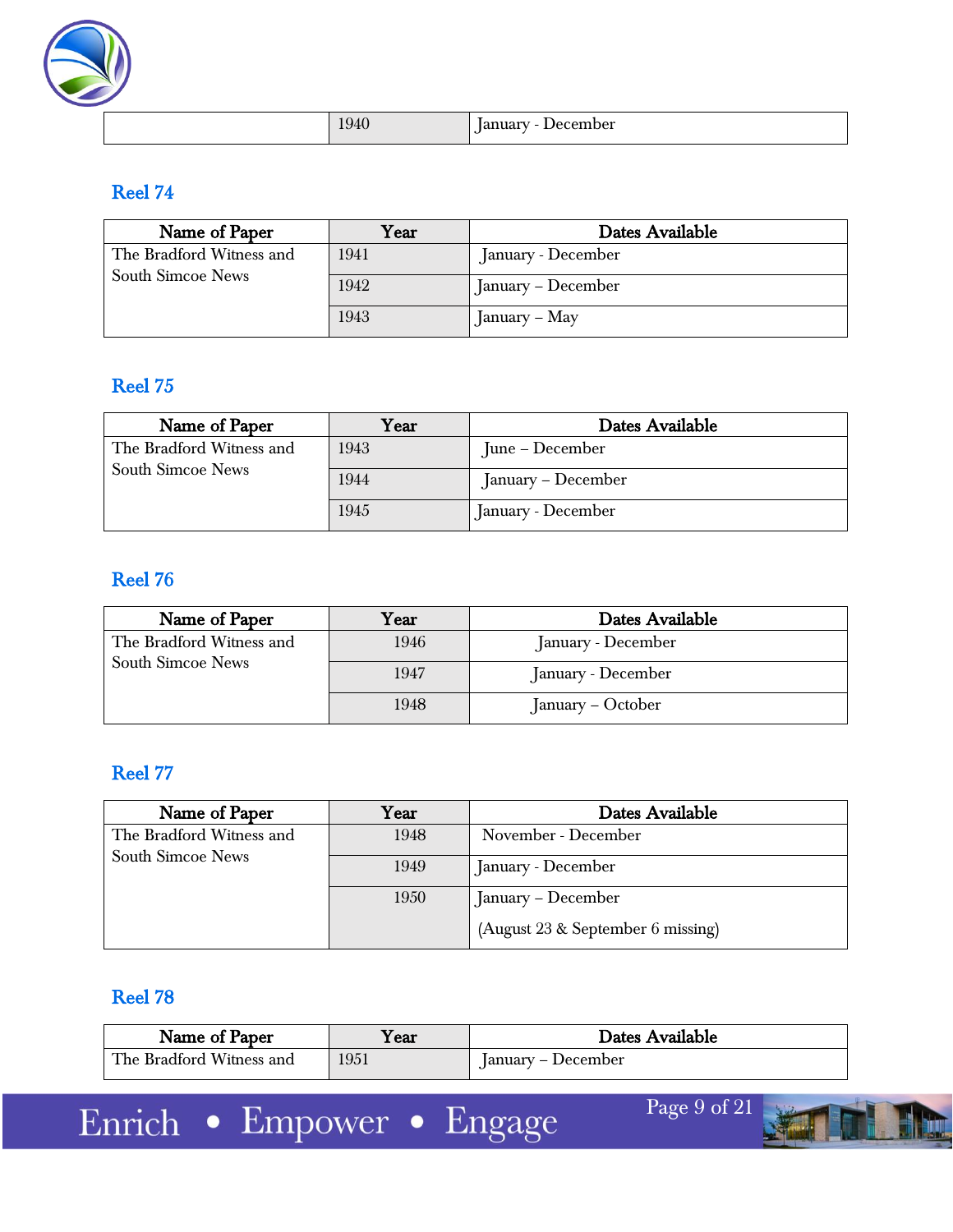| | 1940 | January - December |
|---|---|---|

## Reel 74

| Name of Paper | Year | Dates Available |
|---|---|---|
| The Bradford Witness and South Simcoe News | 1941 | January - December |
| | 1942 | January – December |
| | 1943 | January – May |

## Reel 75

| Name of Paper | Year | Dates Available |
|---|---|---|
| The Bradford Witness and South Simcoe News | 1943 | June – December |
| | 1944 | January – December |
| | 1945 | January - December |

## Reel 76

| Name of Paper | Year | Dates Available |
|---|---|---|
| The Bradford Witness and South Simcoe News | 1946 | January - December |
| | 1947 | January - December |
| | 1948 | January – October |

## Reel 77

| Name of Paper | Year | Dates Available |
|---|---|---|
| The Bradford Witness and South Simcoe News | 1948 | November - December |
| | 1949 | January - December |
| | 1950 | January – December (August 23 & September 6 missing) |

## Reel 78

| Name of Paper | Year | Dates Available |
|---|---|---|
| The Bradford Witness and | 1951 | January – December |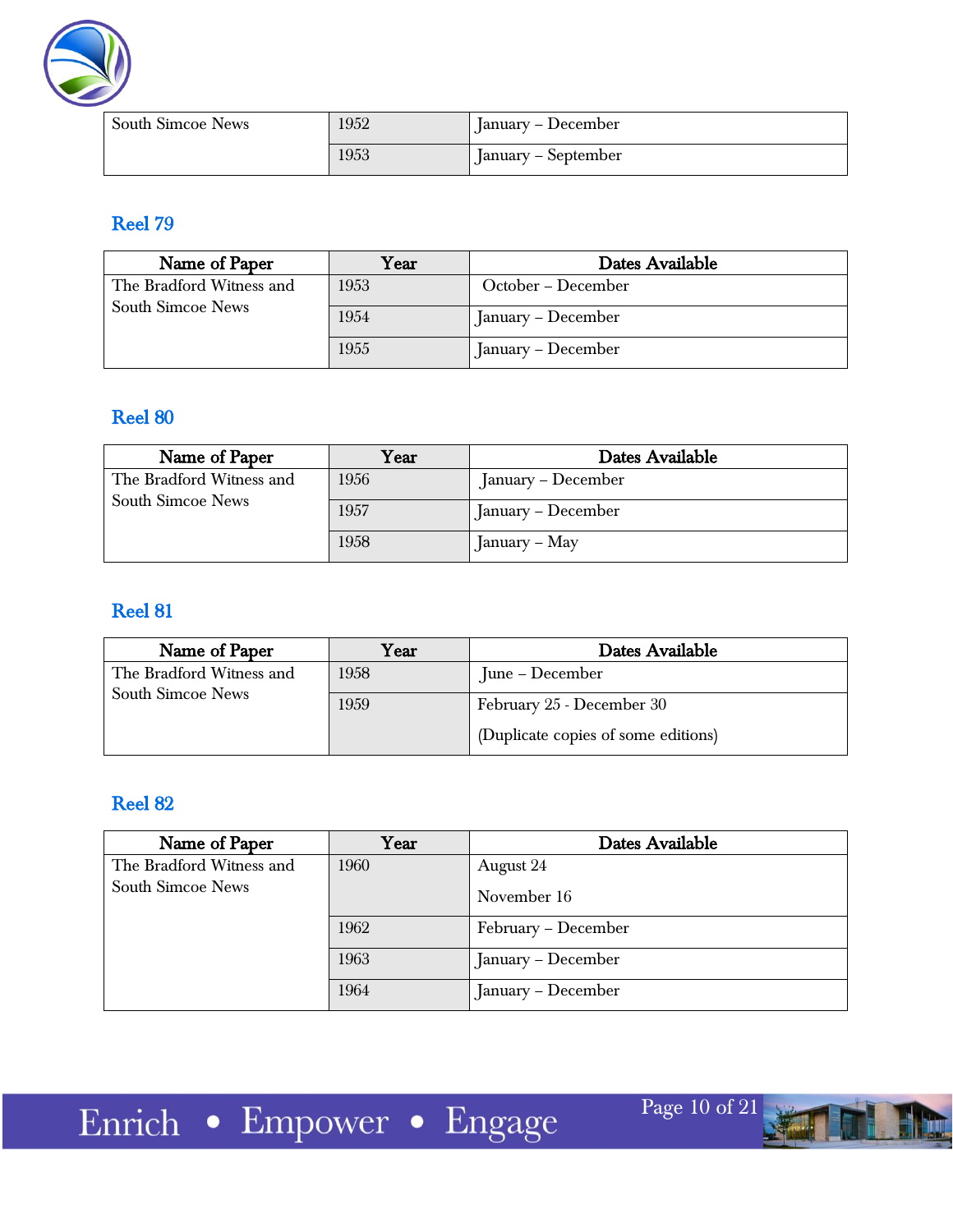| South Simcoe News | 1952 | January – December |
| --- | --- | --- |
| | 1953 | January – September |

## Reel 79

| Name of Paper | Year | Dates Available |
| --- | --- | --- |
| The Bradford Witness and South Simcoe News | 1953 | October – December |
| | 1954 | January – December |
| | 1955 | January – December |

## Reel 80

| Name of Paper | Year | Dates Available |
| --- | --- | --- |
| The Bradford Witness and South Simcoe News | 1956 | January – December |
| | 1957 | January – December |
| | 1958 | January – May |

## Reel 81

| Name of Paper | Year | Dates Available |
| --- | --- | --- |
| The Bradford Witness and South Simcoe News | 1958 | June – December |
| | 1959 | February 25 - December 30<br><br>(Duplicate copies of some editions) |

## Reel 82

| Name of Paper | Year | Dates Available |
| --- | --- | --- |
| The Bradford Witness and South Simcoe News | 1960 | August 24<br><br>November 16 |
| | 1962 | February – December |
| | 1963 | January – December |
| | 1964 | January – December |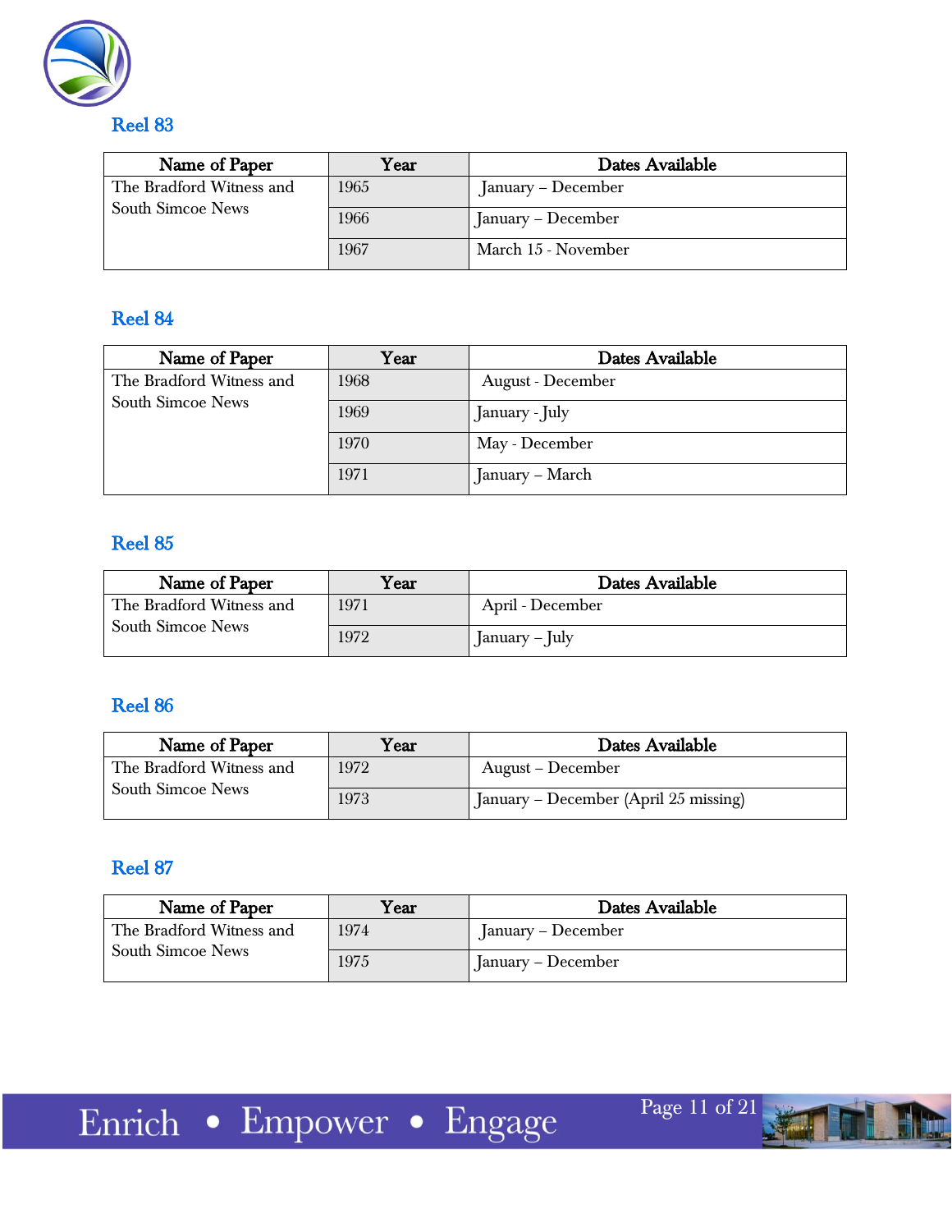## Reel 83

| Name of Paper | Year | Dates Available |
|---|---|---|
| The Bradford Witness and South Simcoe News | 1965 | January – December |
| | 1966 | January – December |
| | 1967 | March 15 - November |

## Reel 84

| Name of Paper | Year | Dates Available |
|---|---|---|
| The Bradford Witness and South Simcoe News | 1968 | August - December |
| | 1969 | January - July |
| | 1970 | May - December |
| | 1971 | January – March |

## Reel 85

| Name of Paper | Year | Dates Available |
|---|---|---|
| The Bradford Witness and South Simcoe News | 1971 | April - December |
| | 1972 | January – July |

## Reel 86

| Name of Paper | Year | Dates Available |
|---|---|---|
| The Bradford Witness and South Simcoe News | 1972 | August – December |
| | 1973 | January – December (April 25 missing) |

## Reel 87

| Name of Paper | Year | Dates Available |
|---|---|---|
| The Bradford Witness and South Simcoe News | 1974 | January – December |
| | 1975 | January – December |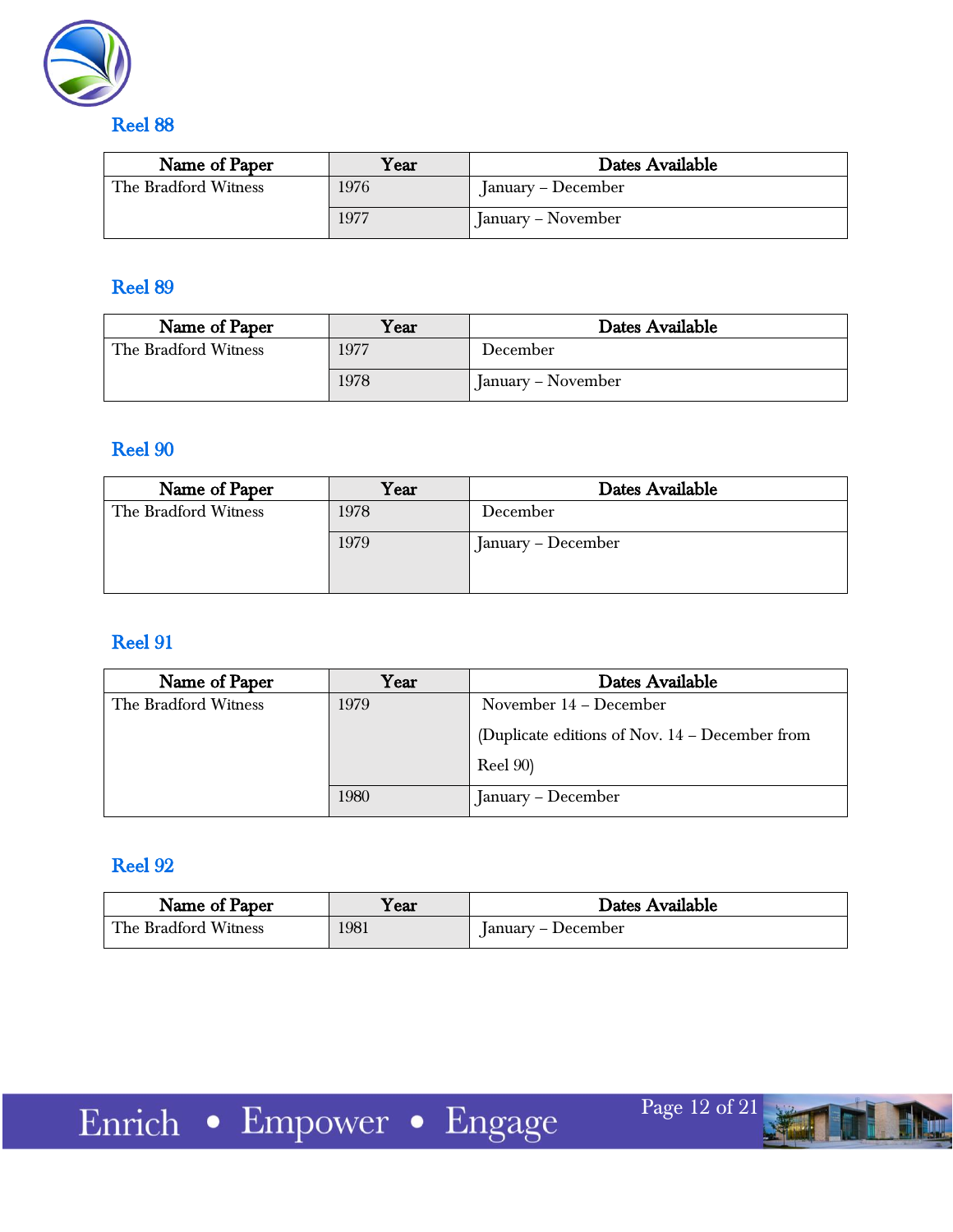## Reel 88

| Name of Paper | Year | Dates Available |
|---|---|---|
| The Bradford Witness | 1976 | January – December |
| | 1977 | January – November |

## Reel 89

| Name of Paper | Year | Dates Available |
|---|---|---|
| The Bradford Witness | 1977 | December |
| | 1978 | January – November |

## Reel 90

| Name of Paper | Year | Dates Available |
|---|---|---|
| The Bradford Witness | 1978 | December |
| | 1979 | January – December |

## Reel 91

| Name of Paper | Year | Dates Available |
|---|---|---|
| The Bradford Witness | 1979 | November 14 – December (Duplicate editions of Nov. 14 – December from Reel 90) |
| | 1980 | January – December |

## Reel 92

| Name of Paper | Year | Dates Available |
|---|---|---|
| The Bradford Witness | 1981 | January – December |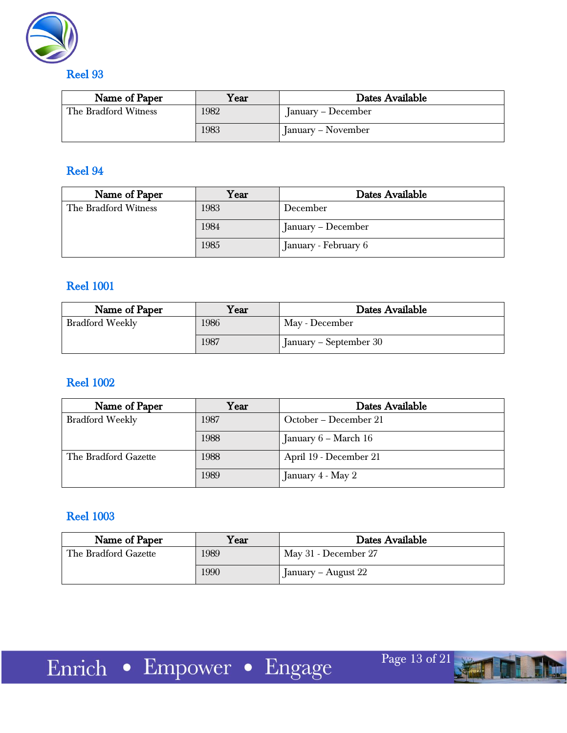## Reel 93

| Name of Paper | Year | Dates Available |
|---|---|---|
| The Bradford Witness | 1982 | January – December |
| | 1983 | January – November |

## Reel 94

| Name of Paper | Year | Dates Available |
|---|---|---|
| The Bradford Witness | 1983 | December |
| | 1984 | January – December |
| | 1985 | January - February 6 |

## Reel 1001

| Name of Paper | Year | Dates Available |
|---|---|---|
| Bradford Weekly | 1986 | May - December |
| | 1987 | January – September 30 |

## Reel 1002

| Name of Paper | Year | Dates Available |
|---|---|---|
| Bradford Weekly | 1987 | October – December 21 |
| | 1988 | January 6 – March 16 |
| The Bradford Gazette | 1988 | April 19 - December 21 |
| | 1989 | January 4 - May 2 |

## Reel 1003

| Name of Paper | Year | Dates Available |
|---|---|---|
| The Bradford Gazette | 1989 | May 31 - December 27 |
| | 1990 | January – August 22 |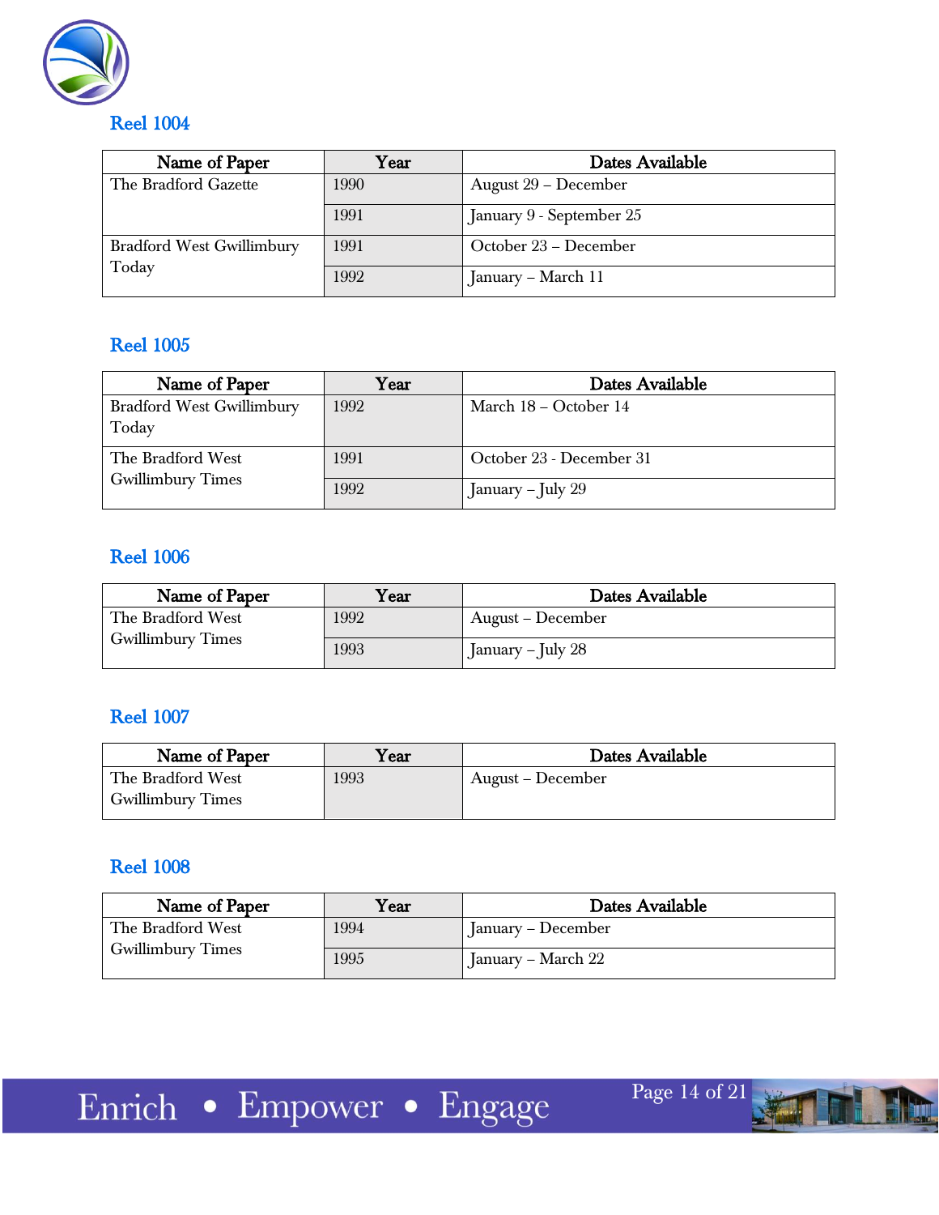## Reel 1004

| Name of Paper | Year | Dates Available |
|---|---|---|
| The Bradford Gazette | 1990 | August 29 – December |
| | 1991 | January 9 - September 25 |
| Bradford West Gwillimbury Today | 1991 | October 23 – December |
| | 1992 | January – March 11 |

## Reel 1005

| Name of Paper | Year | Dates Available |
|---|---|---|
| Bradford West Gwillimbury Today | 1992 | March 18 – October 14 |
| The Bradford West Gwillimbury Times | 1991 | October 23 - December 31 |
| | 1992 | January – July 29 |

## Reel 1006

| Name of Paper | Year | Dates Available |
|---|---|---|
| The Bradford West Gwillimbury Times | 1992 | August – December |
| | 1993 | January – July 28 |

## Reel 1007

| Name of Paper | Year | Dates Available |
|---|---|---|
| The Bradford West Gwillimbury Times | 1993 | August – December |

## Reel 1008

| Name of Paper | Year | Dates Available |
|---|---|---|
| The Bradford West Gwillimbury Times | 1994 | January – December |
| | 1995 | January – March 22 |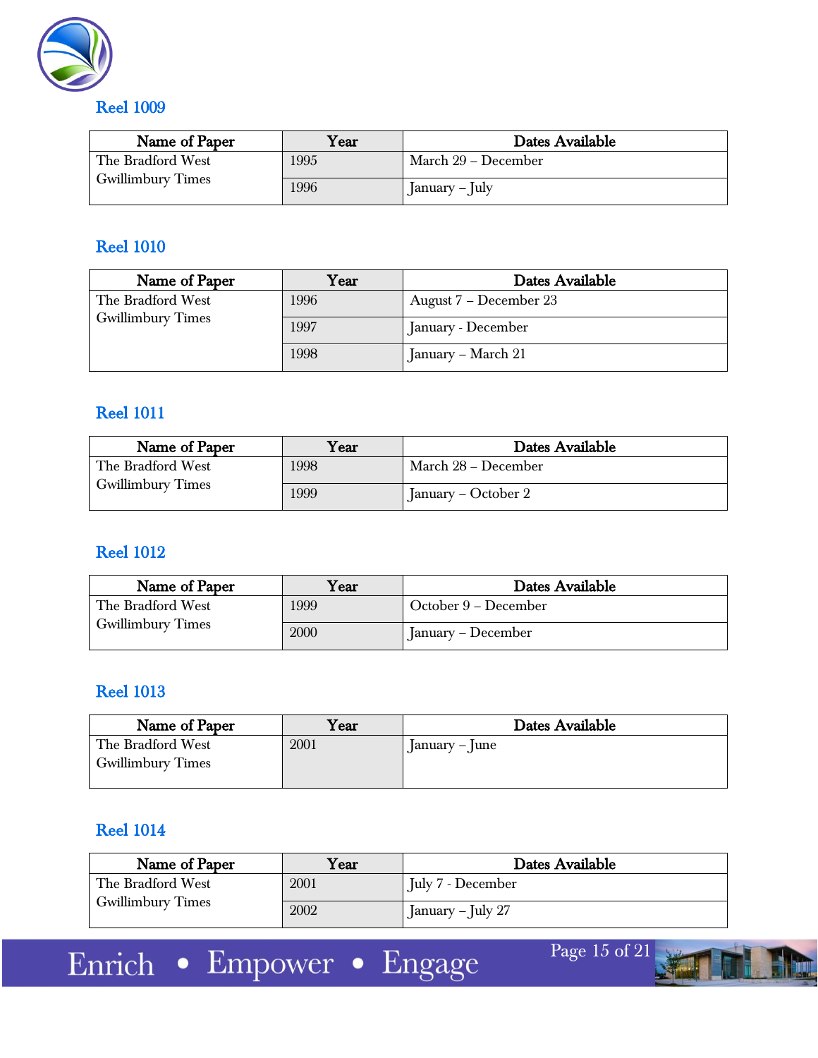## Reel 1009

| Name of Paper | Year | Dates Available |
|---|---|---|
| The Bradford West Gwillimbury Times | 1995 | March 29 – December |
| | 1996 | January – July |

## Reel 1010

| Name of Paper | Year | Dates Available |
|---|---|---|
| The Bradford West Gwillimbury Times | 1996 | August 7 – December 23 |
| | 1997 | January - December |
| | 1998 | January – March 21 |

## Reel 1011

| Name of Paper | Year | Dates Available |
|---|---|---|
| The Bradford West Gwillimbury Times | 1998 | March 28 – December |
| | 1999 | January – October 2 |

## Reel 1012

| Name of Paper | Year | Dates Available |
|---|---|---|
| The Bradford West Gwillimbury Times | 1999 | October 9 – December |
| | 2000 | January – December |

## Reel 1013

| Name of Paper | Year | Dates Available |
|---|---|---|
| The Bradford West Gwillimbury Times | 2001 | January – June |

## Reel 1014

| Name of Paper | Year | Dates Available |
|---|---|---|
| The Bradford West Gwillimbury Times | 2001 | July 7 - December |
| | 2002 | January – July 27 |

Enrich • Empower • Engage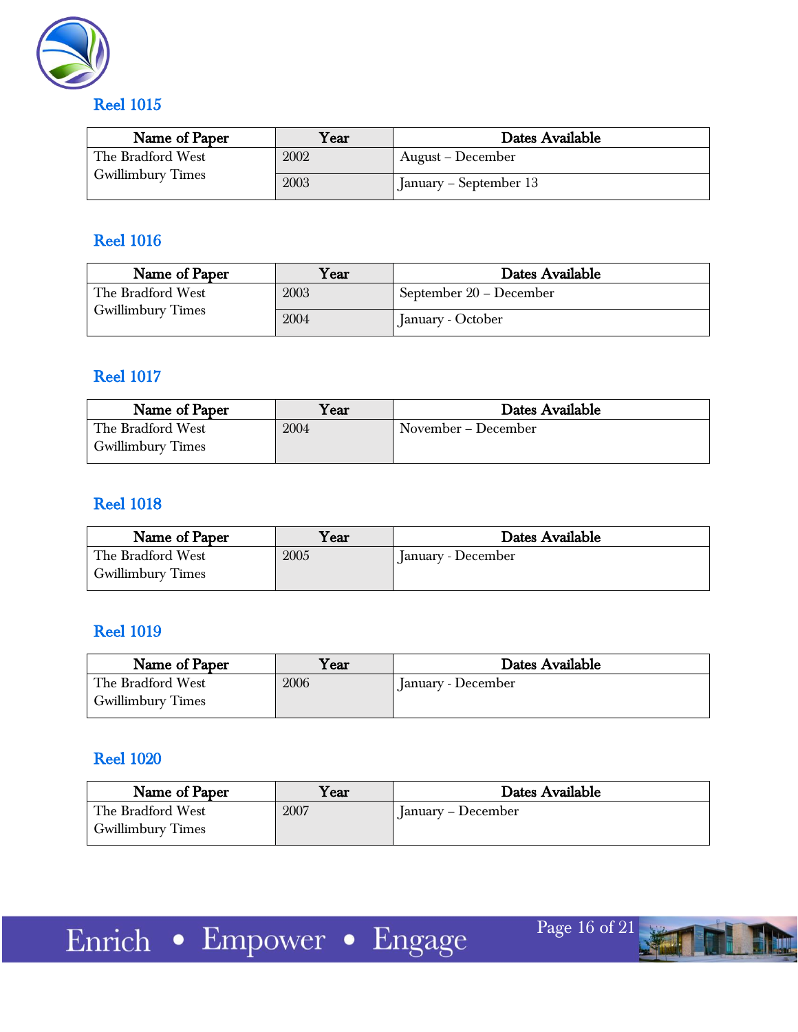## Reel 1015

| Name of Paper | Year | Dates Available |
|---|---|---|
| The Bradford West Gwillimbury Times | 2002 | August – December |
| | 2003 | January – September 13 |

## Reel 1016

| Name of Paper | Year | Dates Available |
|---|---|---|
| The Bradford West Gwillimbury Times | 2003 | September 20 – December |
| | 2004 | January - October |

## Reel 1017

| Name of Paper | Year | Dates Available |
|---|---|---|
| The Bradford West Gwillimbury Times | 2004 | November – December |

## Reel 1018

| Name of Paper | Year | Dates Available |
|---|---|---|
| The Bradford West Gwillimbury Times | 2005 | January - December |

## Reel 1019

| Name of Paper | Year | Dates Available |
|---|---|---|
| The Bradford West Gwillimbury Times | 2006 | January - December |

## Reel 1020

| Name of Paper | Year | Dates Available |
|---|---|---|
| The Bradford West Gwillimbury Times | 2007 | January – December |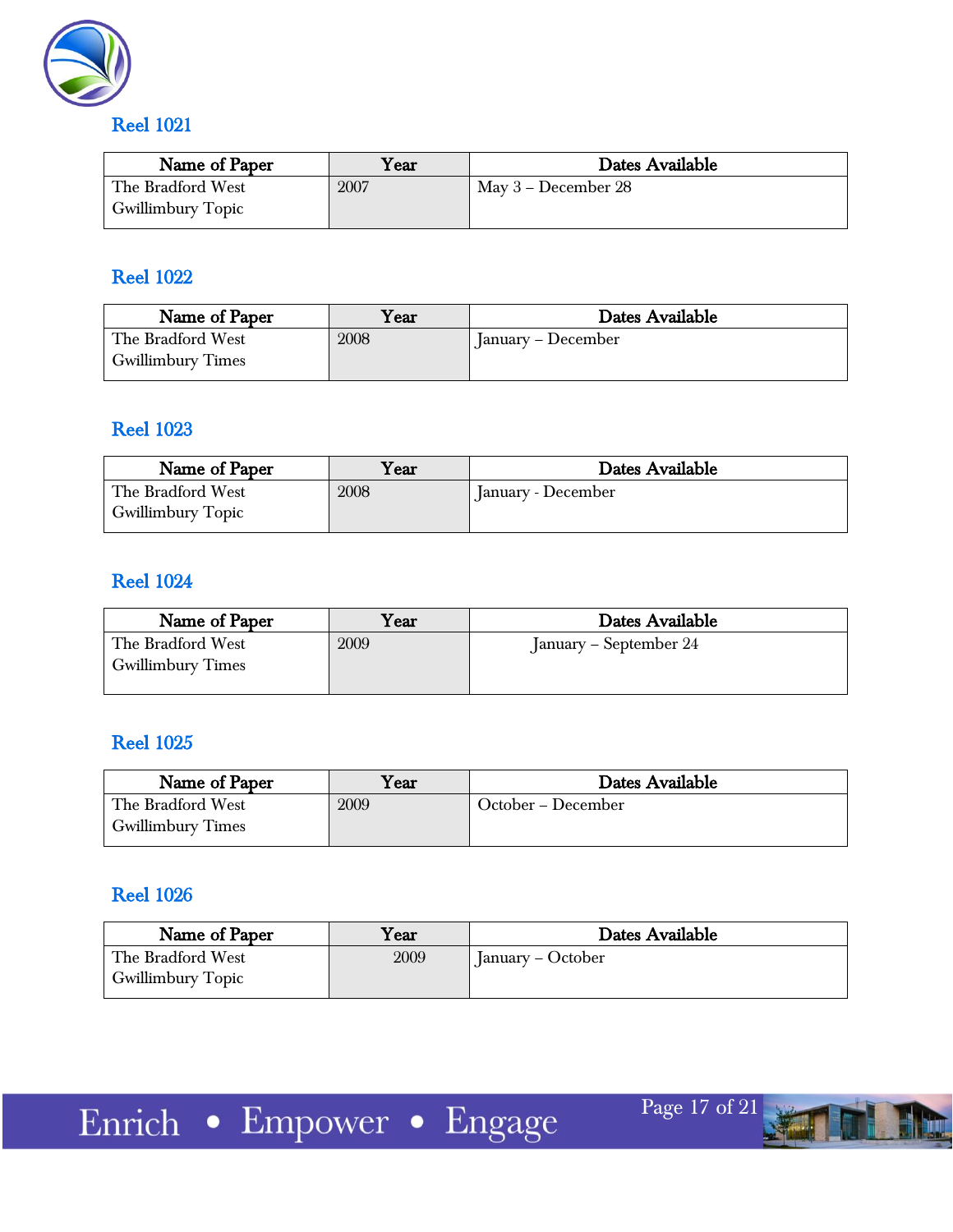## Reel 1021

| Name of Paper | Year | Dates Available |
| --- | --- | --- |
| The Bradford West Gwillimbury Topic | 2007 | May 3 – December 28 |

## Reel 1022

| Name of Paper | Year | Dates Available |
| --- | --- | --- |
| The Bradford West Gwillimbury Times | 2008 | January – December |

## Reel 1023

| Name of Paper | Year | Dates Available |
| --- | --- | --- |
| The Bradford West Gwillimbury Topic | 2008 | January - December |

## Reel 1024

| Name of Paper | Year | Dates Available |
| --- | --- | --- |
| The Bradford West Gwillimbury Times | 2009 | January – September 24 |

## Reel 1025

| Name of Paper | Year | Dates Available |
| --- | --- | --- |
| The Bradford West Gwillimbury Times | 2009 | October – December |

## Reel 1026

| Name of Paper | Year | Dates Available |
| --- | --- | --- |
| The Bradford West Gwillimbury Topic | 2009 | January – October |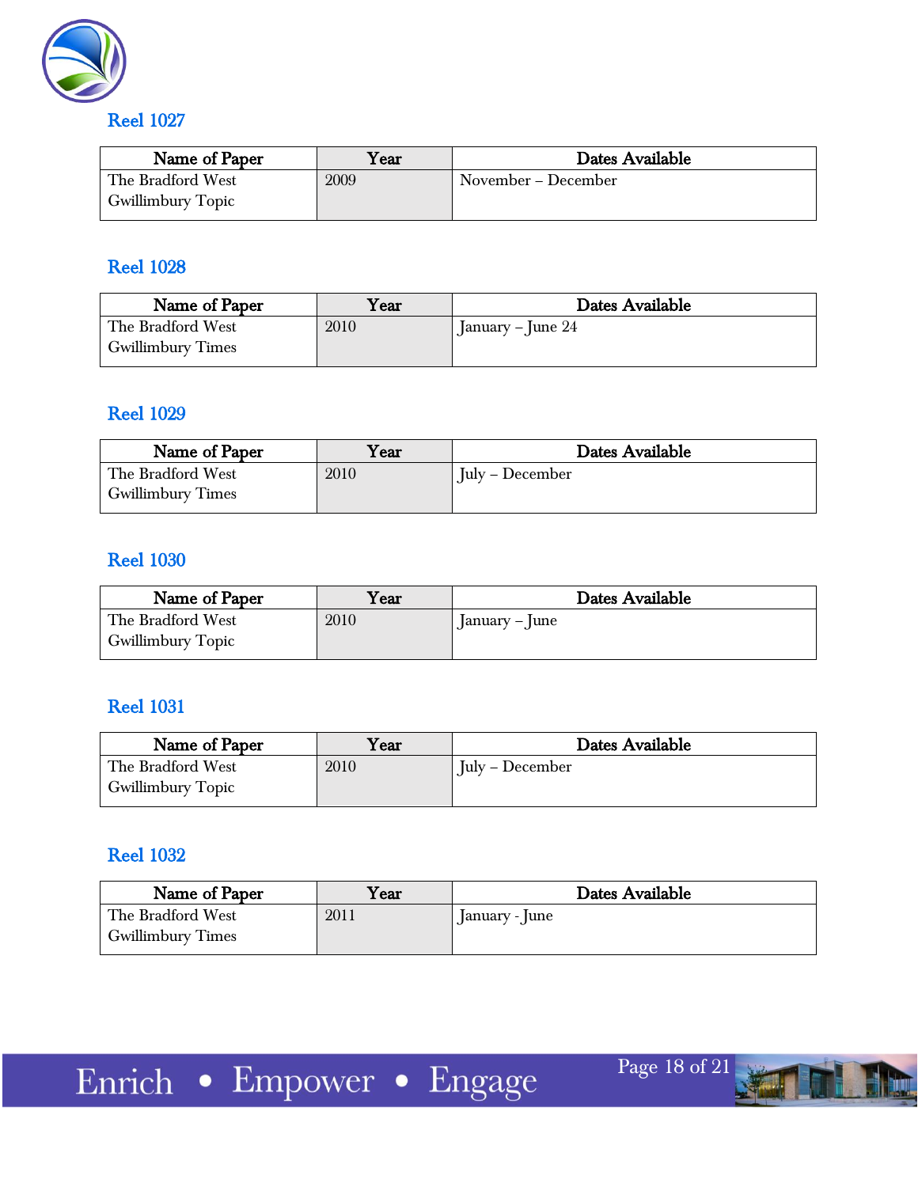## Reel 1027

| Name of Paper | Year | Dates Available |
|---|---|---|
| The Bradford West Gwillimbury Topic | 2009 | November – December |

## Reel 1028

| Name of Paper | Year | Dates Available |
|---|---|---|
| The Bradford West Gwillimbury Times | 2010 | January – June 24 |

## Reel 1029

| Name of Paper | Year | Dates Available |
|---|---|---|
| The Bradford West Gwillimbury Times | 2010 | July – December |

## Reel 1030

| Name of Paper | Year | Dates Available |
|---|---|---|
| The Bradford West Gwillimbury Topic | 2010 | January – June |

## Reel 1031

| Name of Paper | Year | Dates Available |
|---|---|---|
| The Bradford West Gwillimbury Topic | 2010 | July – December |

## Reel 1032

| Name of Paper | Year | Dates Available |
|---|---|---|
| The Bradford West Gwillimbury Times | 2011 | January - June |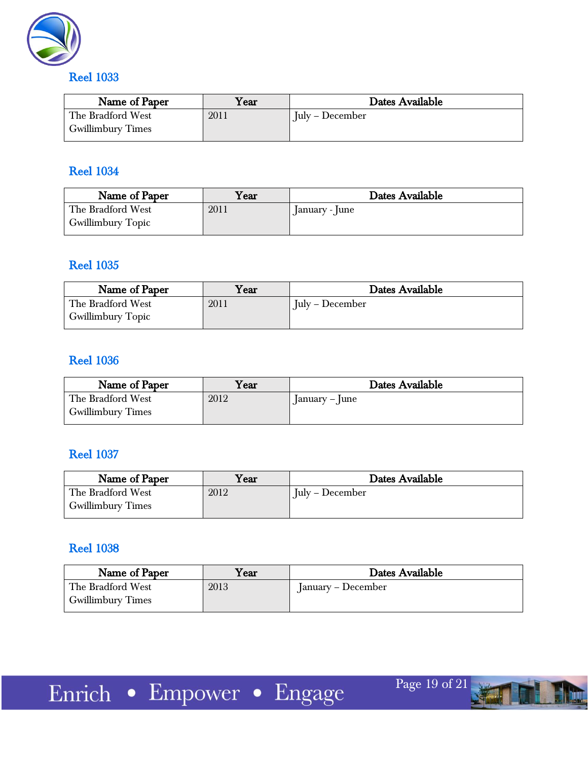## Reel 1033

| Name of Paper | Year | Dates Available |
| --- | --- | --- |
| The Bradford West Gwillimbury Times | 2011 | July – December |

## Reel 1034

| Name of Paper | Year | Dates Available |
| --- | --- | --- |
| The Bradford West Gwillimbury Topic | 2011 | January - June |

## Reel 1035

| Name of Paper | Year | Dates Available |
| --- | --- | --- |
| The Bradford West Gwillimbury Topic | 2011 | July – December |

## Reel 1036

| Name of Paper | Year | Dates Available |
| --- | --- | --- |
| The Bradford West Gwillimbury Times | 2012 | January – June |

## Reel 1037

| Name of Paper | Year | Dates Available |
| --- | --- | --- |
| The Bradford West Gwillimbury Times | 2012 | July – December |

## Reel 1038

| Name of Paper | Year | Dates Available |
| --- | --- | --- |
| The Bradford West Gwillimbury Times | 2013 | January – December |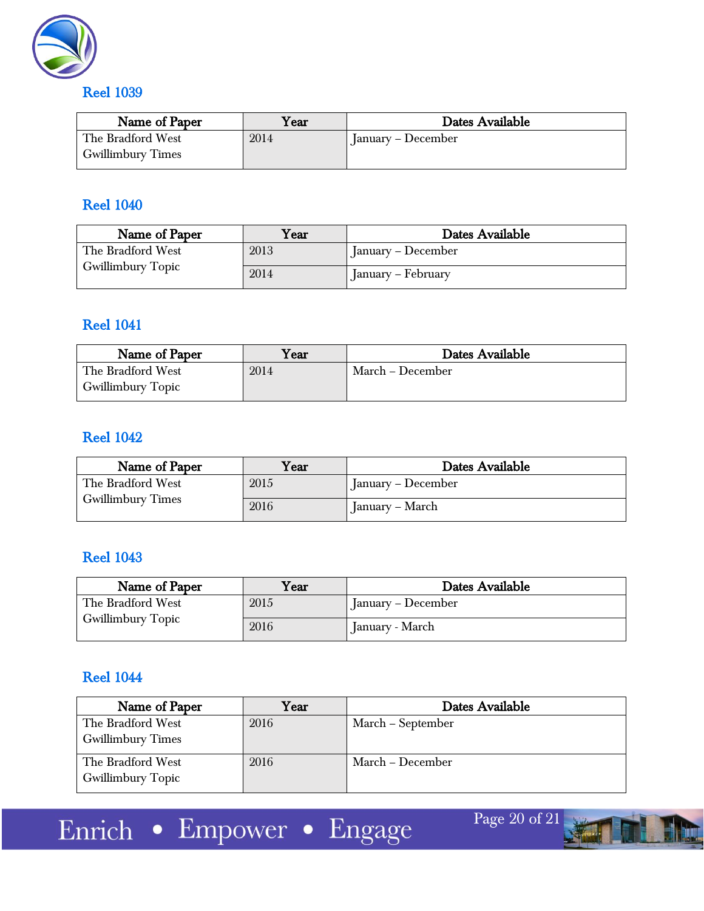## Reel 1039

| Name of Paper | Year | Dates Available |
|---|---|---|
| The Bradford West Gwillimbury Times | 2014 | January – December |

## Reel 1040

| Name of Paper | Year | Dates Available |
|---|---|---|
| The Bradford West Gwillimbury Topic | 2013 | January – December |
| | 2014 | January – February |

## Reel 1041

| Name of Paper | Year | Dates Available |
|---|---|---|
| The Bradford West Gwillimbury Topic | 2014 | March – December |

## Reel 1042

| Name of Paper | Year | Dates Available |
|---|---|---|
| The Bradford West Gwillimbury Times | 2015 | January – December |
| | 2016 | January – March |

## Reel 1043

| Name of Paper | Year | Dates Available |
|---|---|---|
| The Bradford West Gwillimbury Topic | 2015 | January – December |
| | 2016 | January - March |

## Reel 1044

| Name of Paper | Year | Dates Available |
|---|---|---|
| The Bradford West Gwillimbury Times | 2016 | March – September |
| The Bradford West Gwillimbury Topic | 2016 | March – December |

Enrich • Empower • Engage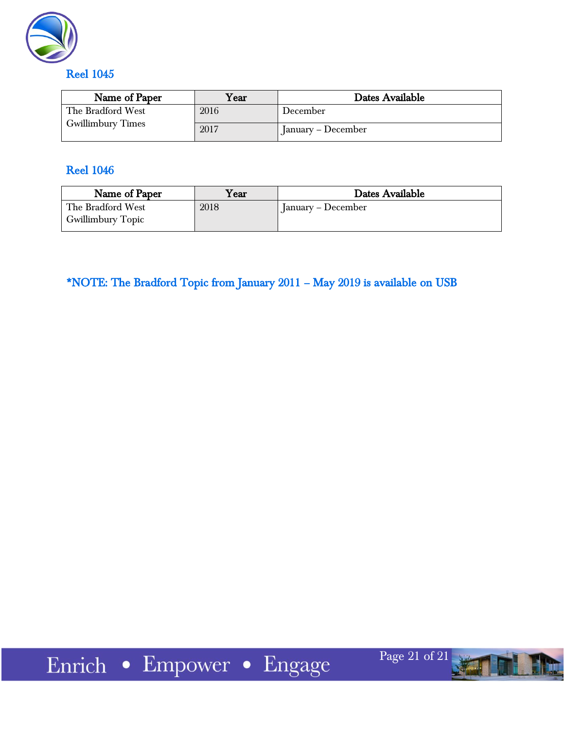## Reel 1045

| Name of Paper | Year | Dates Available |
|---|---|---|
| The Bradford West Gwillimbury Times | 2016 | December |
| | 2017 | January – December |

## Reel 1046

| Name of Paper | Year | Dates Available |
|---|---|---|
| The Bradford West Gwillimbury Topic | 2018 | January – December |

**\*NOTE: The Bradford Topic from January 2011 – May 2019 is available on USB**